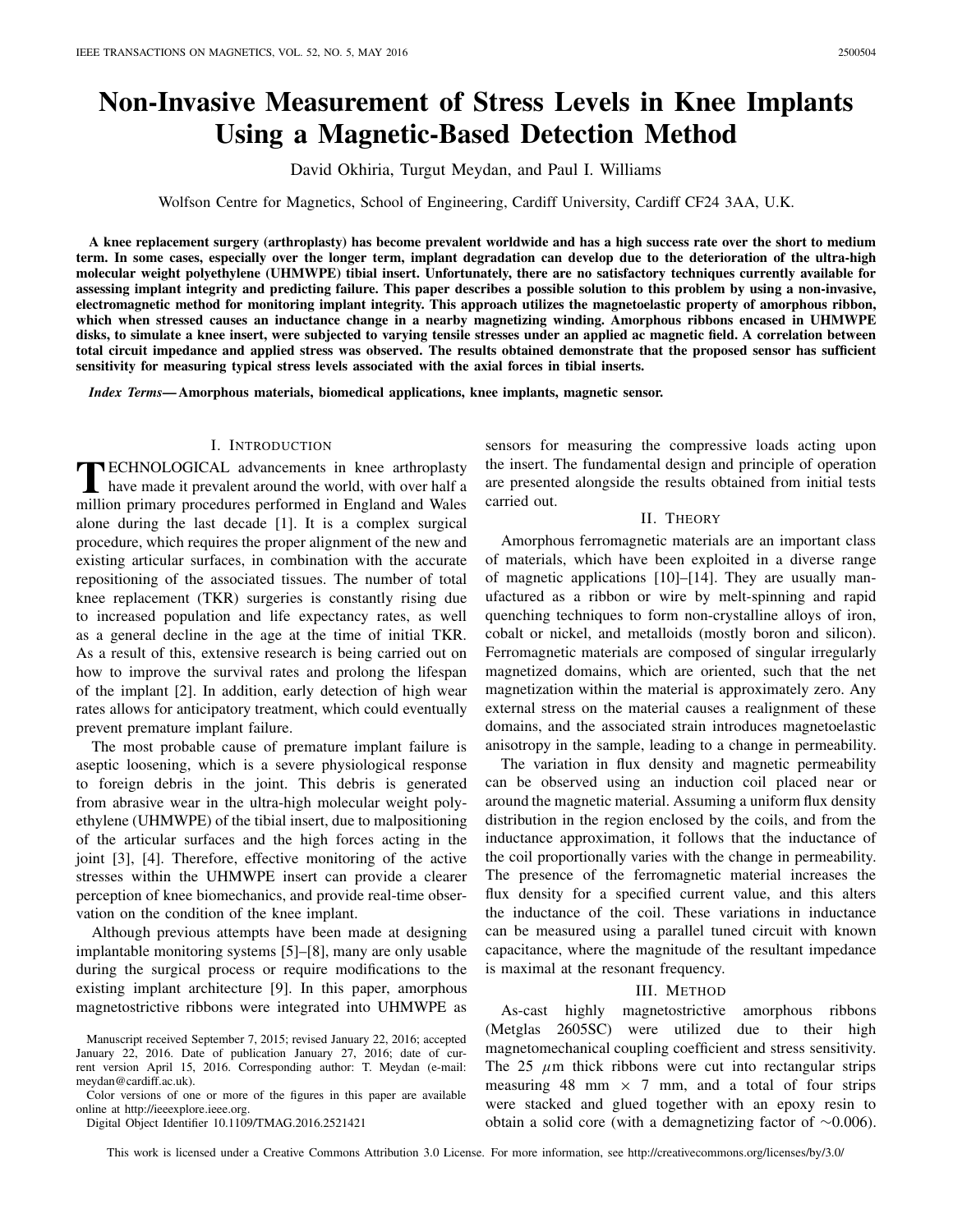# Non-Invasive Measurement of Stress Levels in Knee Implants Using a Magnetic-Based Detection Method

David Okhiria, Turgut Meydan, and Paul I. Williams

Wolfson Centre for Magnetics, School of Engineering, Cardiff University, Cardiff CF24 3AA, U.K.

**A knee replacement surgery (arthroplasty) has become prevalent worldwide and has a high success rate over the short to medium term. In some cases, especially over the longer term, implant degradation can develop due to the deterioration of the ultra-high molecular weight polyethylene (UHMWPE) tibial insert. Unfortunately, there are no satisfactory techniques currently available for assessing implant integrity and predicting failure. This paper describes a possible solution to this problem by using a non-invasive, electromagnetic method for monitoring implant integrity. This approach utilizes the magnetoelastic property of amorphous ribbon, which when stressed causes an inductance change in a nearby magnetizing winding. Amorphous ribbons encased in UHMWPE disks, to simulate a knee insert, were subjected to varying tensile stresses under an applied ac magnetic field. A correlation between total circuit impedance and applied stress was observed. The results obtained demonstrate that the proposed sensor has sufficient sensitivity for measuring typical stress levels associated with the axial forces in tibial inserts.**

*Index Terms*—**Amorphous materials, biomedical applications, knee implants, magnetic sensor.**

## I. Introduction

Technological advancements in knee arthroplasty have made it prevalent around the world, with over half a million primary procedures performed in England and Wales alone during the last decade [1]. It is a complex surgical procedure, which requires the proper alignment of the new and existing articular surfaces, in combination with the accurate repositioning of the associated tissues. The number of total knee replacement (TKR) surgeries is constantly rising due to increased population and life expectancy rates, as well as a general decline in the age at the time of initial TKR. As a result of this, extensive research is being carried out on how to improve the survival rates and prolong the lifespan of the implant [2]. In addition, early detection of high wear rates allows for anticipatory treatment, which could eventually prevent premature implant failure.

The most probable cause of premature implant failure is aseptic loosening, which is a severe physiological response to foreign debris in the joint. This debris is generated from abrasive wear in the ultra-high molecular weight polyethylene (UHMWPE) of the tibial insert, due to malpositioning of the articular surfaces and the high forces acting in the joint [3], [4]. Therefore, effective monitoring of the active stresses within the UHMWPE insert can provide a clearer perception of knee biomechanics, and provide real-time observation on the condition of the knee implant.

Although previous attempts have been made at designing implantable monitoring systems [5]–[8], many are only usable during the surgical process or require modifications to the existing implant architecture [9]. In this paper, amorphous magnetostrictive ribbons were integrated into UHMWPE as sensors for measuring the compressive loads acting upon the insert. The fundamental design and principle of operation are presented alongside the results obtained from initial tests carried out.

Manuscript received September 7, 2015; revised January 22, 2016; accepted January 22, 2016. Date of publication January 27, 2016; date of current version April 15, 2016. Corresponding author: T. Meydan (e-mail: meydan@cardiff.ac.uk).

Color versions of one or more of the figures in this paper are available online at http://ieeexplore.ieee.org.

Digital Object Identifier 10.1109/TMAG.2016.2521421

## II. Theory

Amorphous ferromagnetic materials are an important class of materials, which have been exploited in a diverse range of magnetic applications [10]–[14]. They are usually manufactured as a ribbon or wire by melt-spinning and rapid quenching techniques to form non-crystalline alloys of iron, cobalt or nickel, and metalloids (mostly boron and silicon). Ferromagnetic materials are composed of singular irregularly magnetized domains, which are oriented, such that the net magnetization within the material is approximately zero. Any external stress on the material causes a realignment of these domains, and the associated strain introduces magnetoelastic anisotropy in the sample, leading to a change in permeability.

The variation in flux density and magnetic permeability can be observed using an induction coil placed near or around the magnetic material. Assuming a uniform flux density distribution in the region enclosed by the coils, and from the inductance approximation, it follows that the inductance of the coil proportionally varies with the change in permeability. The presence of the ferromagnetic material increases the flux density for a specified current value, and this alters the inductance of the coil. These variations in inductance can be measured using a parallel tuned circuit with known capacitance, where the magnitude of the resultant impedance is maximal at the resonant frequency.

## III. Method

As-cast highly magnetostrictive amorphous ribbons (Metglas 2605SC) were utilized due to their high magnetomechanical coupling coefficient and stress sensitivity. The 25 $\mu$m thick ribbons were cut into rectangular strips measuring 48 mm $\times$ 7 mm, and a total of four strips were stacked and glued together with an epoxy resin to obtain a solid core (with a demagnetizing factor of $\sim$0.006).

This work is licensed under a Creative Commons Attribution 3.0 License. For more information, see http://creativecommons.org/licenses/by/3.0/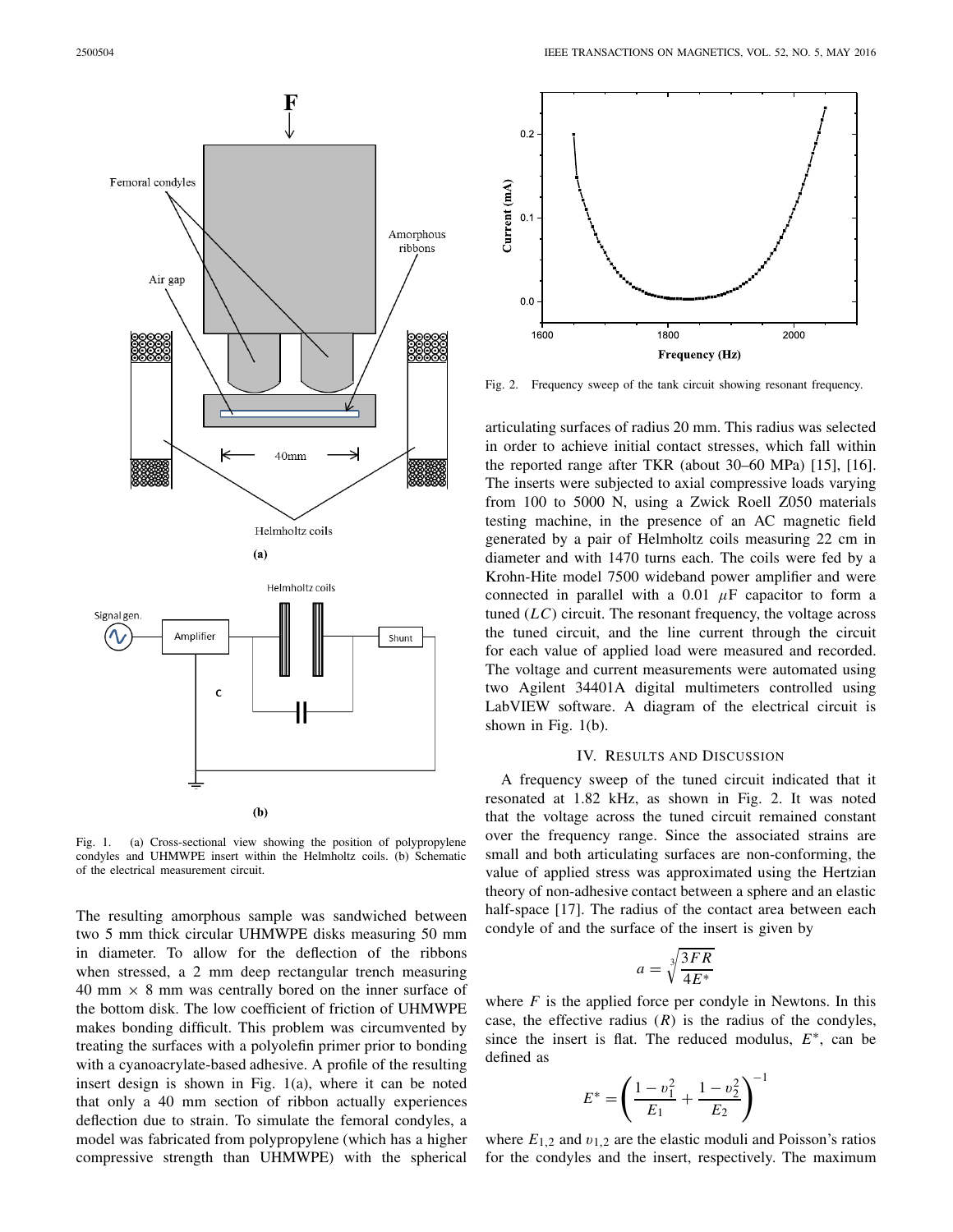Fig. 1. (a) Cross-sectional view showing the position of polypropylene condyles and UHMWPE insert within the Helmholtz coils. (b) Schematic of the electrical measurement circuit.

The resulting amorphous sample was sandwiched between two 5 mm thick circular UHMWPE disks measuring 50 mm in diameter. To allow for the deflection of the ribbons when stressed, a 2 mm deep rectangular trench measuring 40 mm × 8 mm was centrally bored on the inner surface of the bottom disk. The low coefficient of friction of UHMWPE makes bonding difficult. This problem was circumvented by treating the surfaces with a polyolefin primer prior to bonding with a cyanoacrylate-based adhesive. A profile of the resulting insert design is shown in Fig. 1(a), where it can be noted that only a 40 mm section of ribbon actually experiences deflection due to strain. To simulate the femoral condyles, a model was fabricated from polypropylene (which has a higher compressive strength than UHMWPE) with the spherical articulating surfaces of radius 20 mm. This radius was selected in order to achieve initial contact stresses, which fall within the reported range after TKR (about 30–60 MPa) [15], [16]. The inserts were subjected to axial compressive loads varying from 100 to 5000 N, using a Zwick Roell Z050 materials testing machine, in the presence of an AC magnetic field generated by a pair of Helmholtz coils measuring 22 cm in diameter and with 1470 turns each. The coils were fed by a Krohn-Hite model 7500 wideband power amplifier and were connected in parallel with a 0.01 $\mu$F capacitor to form a tuned ($LC$) circuit. The resonant frequency, the voltage across the tuned circuit, and the line current through the circuit for each value of applied load were measured and recorded. The voltage and current measurements were automated using two Agilent 34401A digital multimeters controlled using LabVIEW software. A diagram of the electrical circuit is shown in Fig. 1(b).

Fig. 2. Frequency sweep of the tank circuit showing resonant frequency.

## IV. Results and Discussion

A frequency sweep of the tuned circuit indicated that it resonated at 1.82 kHz, as shown in Fig. 2. It was noted that the voltage across the tuned circuit remained constant over the frequency range. Since the associated strains are small and both articulating surfaces are non-conforming, the value of applied stress was approximated using the Hertzian theory of non-adhesive contact between a sphere and an elastic half-space [17]. The radius of the contact area between each condyle of and the surface of the insert is given by

$$a = \sqrt[3]{\frac{3FR}{4E^*}}$$

where $F$ is the applied force per condyle in Newtons. In this case, the effective radius ($R$) is the radius of the condyles, since the insert is flat. The reduced modulus, $E^*$, can be defined as

$$E^* = \left( \frac{1 - \upsilon_1^2}{E_1} + \frac{1 - \upsilon_2^2}{E_2} \right)^{-1}$$

where $E_{1,2}$ and $\upsilon_{1,2}$ are the elastic moduli and Poisson's ratios for the condyles and the insert, respectively. The maximum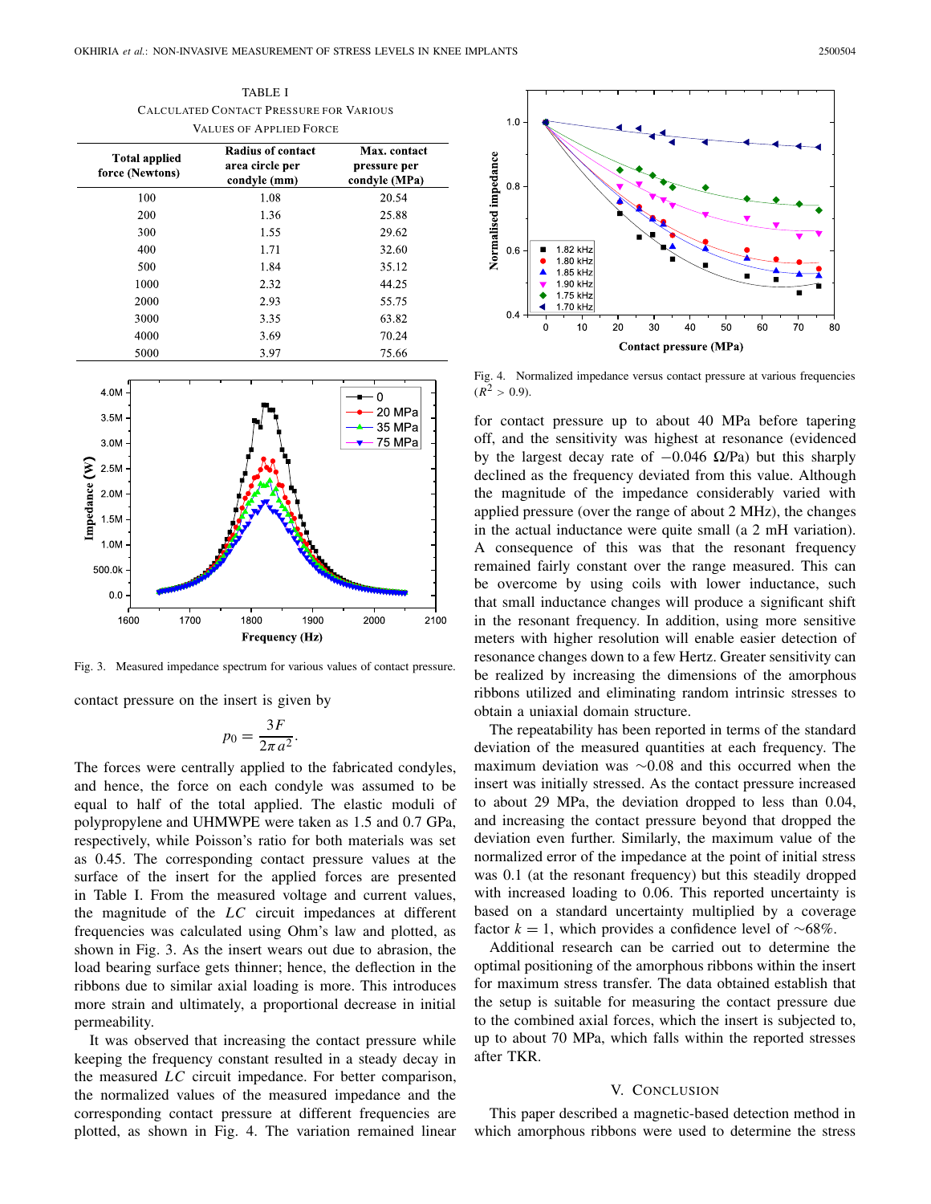TABLE I
Calculated Contact Pressure for Various Values of Applied Force

| Total applied force (Newtons) | Radius of contact area circle per condyle (mm) | Max. contact pressure per condyle (MPa) |
|---|---|---|
| 100 | 1.08 | 20.54 |
| 200 | 1.36 | 25.88 |
| 300 | 1.55 | 29.62 |
| 400 | 1.71 | 32.60 |
| 500 | 1.84 | 35.12 |
| 1000 | 2.32 | 44.25 |
| 2000 | 2.93 | 55.75 |
| 3000 | 3.35 | 63.82 |
| 4000 | 3.69 | 70.24 |
| 5000 | 3.97 | 75.66 |

Fig. 3. Measured impedance spectrum for various values of contact pressure.

contact pressure on the insert is given by

$$p_0 = \frac{3F}{2\pi a^2}.$$

The forces were centrally applied to the fabricated condyles, and hence, the force on each condyle was assumed to be equal to half of the total applied. The elastic moduli of polypropylene and UHMWPE were taken as 1.5 and 0.7 GPa, respectively, while Poisson's ratio for both materials was set as 0.45. The corresponding contact pressure values at the surface of the insert for the applied forces are presented in Table I. From the measured voltage and current values, the magnitude of the *LC* circuit impedances at different frequencies was calculated using Ohm's law and plotted, as shown in Fig. 3. As the insert wears out due to abrasion, the load bearing surface gets thinner; hence, the deflection in the ribbons due to similar axial loading is more. This introduces more strain and ultimately, a proportional decrease in initial permeability.

It was observed that increasing the contact pressure while keeping the frequency constant resulted in a steady decay in the measured *LC* circuit impedance. For better comparison, the normalized values of the measured impedance and the corresponding contact pressure at different frequencies are plotted, as shown in Fig. 4. The variation remained linear for contact pressure up to about 40 MPa before tapering off, and the sensitivity was highest at resonance (evidenced by the largest decay rate of −0.046 Ω/Pa) but this sharply declined as the frequency deviated from this value. Although the magnitude of the impedance considerably varied with applied pressure (over the range of about 2 MHz), the changes in the actual inductance were quite small (a 2 mH variation). A consequence of this was that the resonant frequency remained fairly constant over the range measured. This can be overcome by using coils with lower inductance, such that small inductance changes will produce a significant shift in the resonant frequency. In addition, using more sensitive meters with higher resolution will enable easier detection of resonance changes down to a few Hertz. Greater sensitivity can be realized by increasing the dimensions of the amorphous ribbons utilized and eliminating random intrinsic stresses to obtain a uniaxial domain structure.

Fig. 4. Normalized impedance versus contact pressure at various frequencies ($R^2 > 0.9$).

The repeatability has been reported in terms of the standard deviation of the measured quantities at each frequency. The maximum deviation was ∼0.08 and this occurred when the insert was initially stressed. As the contact pressure increased to about 29 MPa, the deviation dropped to less than 0.04, and increasing the contact pressure beyond that dropped the deviation even further. Similarly, the maximum value of the normalized error of the impedance at the point of initial stress was 0.1 (at the resonant frequency) but this steadily dropped with increased loading to 0.06. This reported uncertainty is based on a standard uncertainty multiplied by a coverage factor $k = 1$, which provides a confidence level of ∼68%.

Additional research can be carried out to determine the optimal positioning of the amorphous ribbons within the insert for maximum stress transfer. The data obtained establish that the setup is suitable for measuring the contact pressure due to the combined axial forces, which the insert is subjected to, up to about 70 MPa, which falls within the reported stresses after TKR.

## V. Conclusion

This paper described a magnetic-based detection method in which amorphous ribbons were used to determine the stress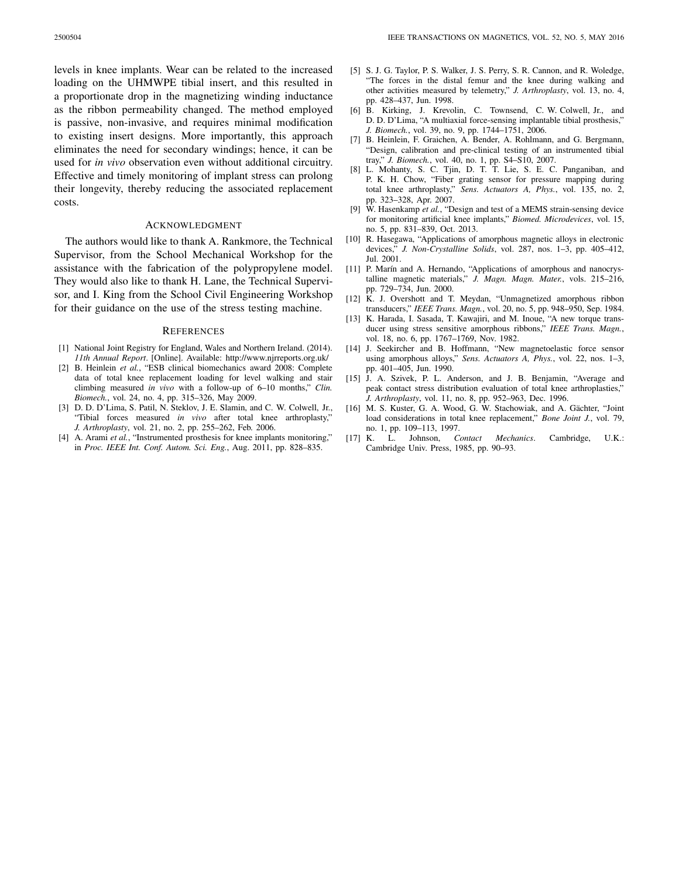levels in knee implants. Wear can be related to the increased loading on the UHMWPE tibial insert, and this resulted in a proportionate drop in the magnetizing winding inductance as the ribbon permeability changed. The method employed is passive, non-invasive, and requires minimal modification to existing insert designs. More importantly, this approach eliminates the need for secondary windings; hence, it can be used for *in vivo* observation even without additional circuitry. Effective and timely monitoring of implant stress can prolong their longevity, thereby reducing the associated replacement costs.

## ACKNOWLEDGMENT

The authors would like to thank A. Rankmore, the Technical Supervisor, from the School Mechanical Workshop for the assistance with the fabrication of the polypropylene model. They would also like to thank H. Lane, the Technical Supervisor, and I. King from the School Civil Engineering Workshop for their guidance on the use of the stress testing machine.

## REFERENCES

[1] National Joint Registry for England, Wales and Northern Ireland. (2014). *11th Annual Report*. [Online]. Available: http://www.njrreports.org.uk/

[2] B. Heinlein *et al.*, "ESB clinical biomechanics award 2008: Complete data of total knee replacement loading for level walking and stair climbing measured *in vivo* with a follow-up of 6–10 months," *Clin. Biomech.*, vol. 24, no. 4, pp. 315–326, May 2009.

[3] D. D. D'Lima, S. Patil, N. Steklov, J. E. Slamin, and C. W. Colwell, Jr., "Tibial forces measured *in vivo* after total knee arthroplasty," *J. Arthroplasty*, vol. 21, no. 2, pp. 255–262, Feb. 2006.

[4] A. Arami *et al.*, "Instrumented prosthesis for knee implants monitoring," in *Proc. IEEE Int. Conf. Autom. Sci. Eng.*, Aug. 2011, pp. 828–835.

[5] S. J. G. Taylor, P. S. Walker, J. S. Perry, S. R. Cannon, and R. Woledge, "The forces in the distal femur and the knee during walking and other activities measured by telemetry," *J. Arthroplasty*, vol. 13, no. 4, pp. 428–437, Jun. 1998.

[6] B. Kirking, J. Krevolin, C. Townsend, C. W. Colwell, Jr., and D. D. D'Lima, "A multiaxial force-sensing implantable tibial prosthesis," *J. Biomech.*, vol. 39, no. 9, pp. 1744–1751, 2006.

[7] B. Heinlein, F. Graichen, A. Bender, A. Rohlmann, and G. Bergmann, "Design, calibration and pre-clinical testing of an instrumented tibial tray," *J. Biomech.*, vol. 40, no. 1, pp. S4–S10, 2007.

[8] L. Mohanty, S. C. Tjin, D. T. T. Lie, S. E. C. Panganiban, and P. K. H. Chow, "Fiber grating sensor for pressure mapping during total knee arthroplasty," *Sens. Actuators A, Phys.*, vol. 135, no. 2, pp. 323–328, Apr. 2007.

[9] W. Hasenkamp *et al.*, "Design and test of a MEMS strain-sensing device for monitoring artificial knee implants," *Biomed. Microdevices*, vol. 15, no. 5, pp. 831–839, Oct. 2013.

[10] R. Hasegawa, "Applications of amorphous magnetic alloys in electronic devices," *J. Non-Crystalline Solids*, vol. 287, nos. 1–3, pp. 405–412, Jul. 2001.

[11] P. Marín and A. Hernando, "Applications of amorphous and nanocrystalline magnetic materials," *J. Magn. Magn. Mater.*, vols. 215–216, pp. 729–734, Jun. 2000.

[12] K. J. Overshott and T. Meydan, "Unmagnetized amorphous ribbon transducers," *IEEE Trans. Magn.*, vol. 20, no. 5, pp. 948–950, Sep. 1984.

[13] K. Harada, I. Sasada, T. Kawajiri, and M. Inoue, "A new torque transducer using stress sensitive amorphous ribbons," *IEEE Trans. Magn.*, vol. 18, no. 6, pp. 1767–1769, Nov. 1982.

[14] J. Seekircher and B. Hoffmann, "New magnetoelastic force sensor using amorphous alloys," *Sens. Actuators A, Phys.*, vol. 22, nos. 1–3, pp. 401–405, Jun. 1990.

[15] J. A. Szivek, P. L. Anderson, and J. B. Benjamin, "Average and peak contact stress distribution evaluation of total knee arthroplasties," *J. Arthroplasty*, vol. 11, no. 8, pp. 952–963, Dec. 1996.

[16] M. S. Kuster, G. A. Wood, G. W. Stachowiak, and A. Gächter, "Joint load considerations in total knee replacement," *Bone Joint J.*, vol. 79, no. 1, pp. 109–113, 1997.

[17] K. L. Johnson, *Contact Mechanics*. Cambridge, U.K.: Cambridge Univ. Press, 1985, pp. 90–93.